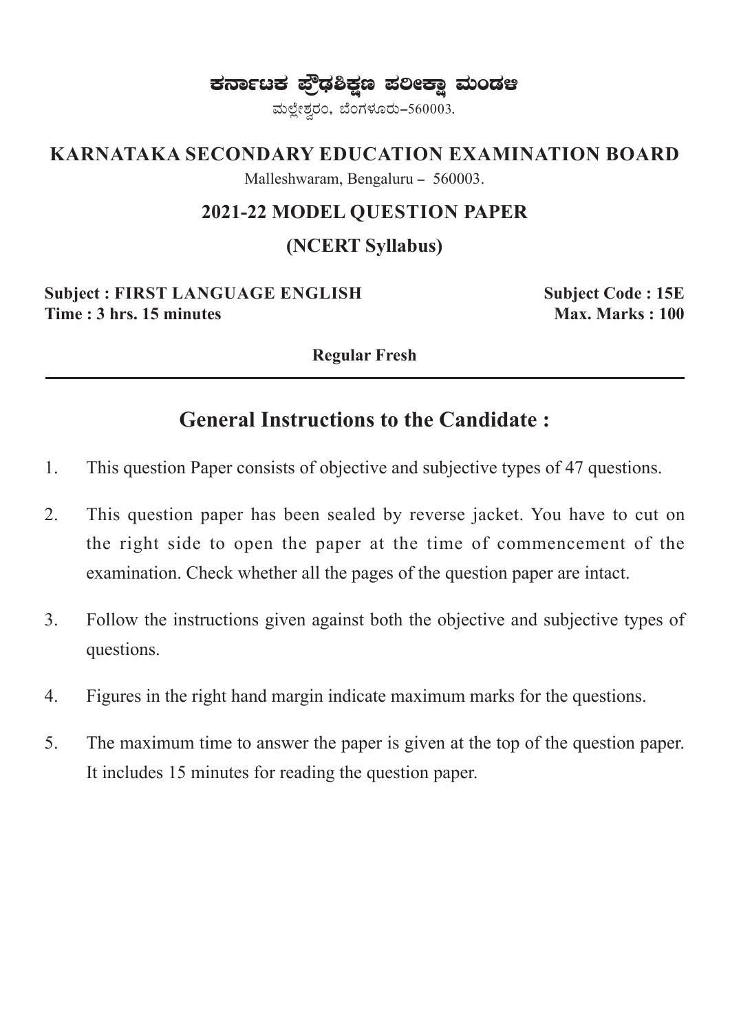# ಕರ್ನಾಟಕ ಪ್ರೌಢಶಿಕ್ಷಣ ಪರೀಕ್ಷಾ ಮಂಡಳಿ

ಮಲ್ಲೇಶ್ವರಂ, ಬೆಂಗಳೂರು–560003.

## KARNATAKA SECONDARY EDUCATION EXAMINATION BOARD

Malleshwaram, Bengaluru – 560003.

### 2021-22 MODEL QUESTION PAPER

### (NCERT Syllabus)

**Subject : FIRST LANGUAGE ENGLISH** **Subject Code : 15E**

**Time : 3 hrs. 15 minutes** **Max. Marks : 100**

**Regular Fresh**

---

## General Instructions to the Candidate :

1. This question Paper consists of objective and subjective types of 47 questions.
2. This question paper has been sealed by reverse jacket. You have to cut on the right side to open the paper at the time of commencement of the examination. Check whether all the pages of the question paper are intact.
3. Follow the instructions given against both the objective and subjective types of questions.
4. Figures in the right hand margin indicate maximum marks for the questions.
5. The maximum time to answer the paper is given at the top of the question paper. It includes 15 minutes for reading the question paper.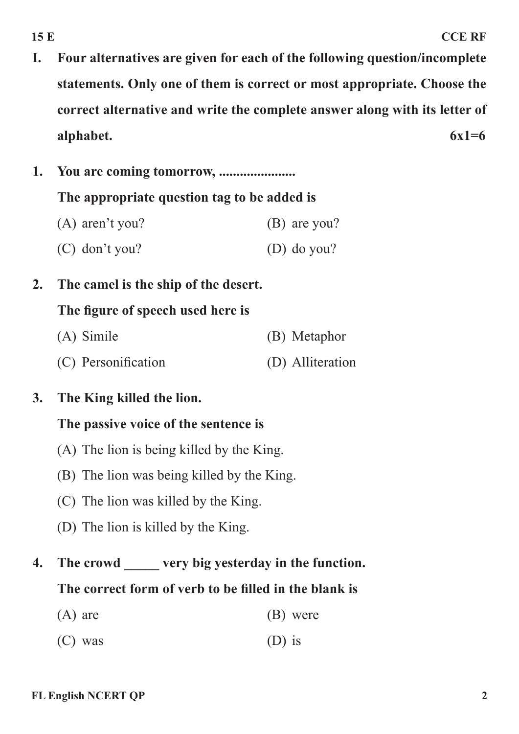**I. Four alternatives are given for each of the following question/incomplete statements. Only one of them is correct or most appropriate. Choose the correct alternative and write the complete answer along with its letter of alphabet.** **6x1=6**

**1. You are coming tomorrow, .....................**

**The appropriate question tag to be added is**

(A) aren't you? (B) are you?

(C) don't you? (D) do you?

**2. The camel is the ship of the desert.**

**The figure of speech used here is**

(A) Simile (B) Metaphor

(C) Personification (D) Alliteration

**3. The King killed the lion.**

**The passive voice of the sentence is**

(A) The lion is being killed by the King.

(B) The lion was being killed by the King.

(C) The lion was killed by the King.

(D) The lion is killed by the King.

**4. The crowd _____ very big yesterday in the function.**

**The correct form of verb to be filled in the blank is**

(A) are (B) were

(C) was (D) is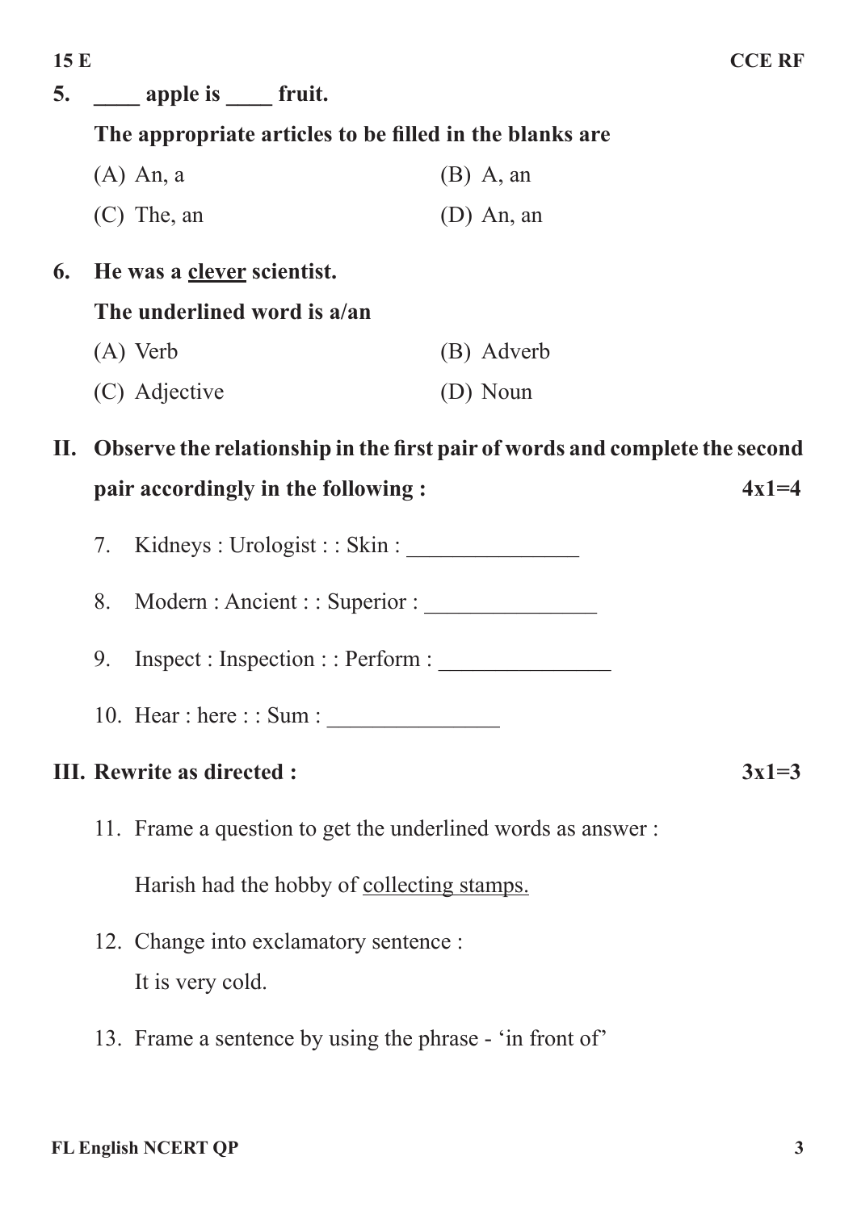5. **\_\_\_\_ apple is \_\_\_\_ fruit.**

   **The appropriate articles to be filled in the blanks are**

   (A) An, a　　(B) A, an

   (C) The, an　　(D) An, an

6. **He was a <u>clever</u> scientist.**

   **The underlined word is a/an**

   (A) Verb　　(B) Adverb

   (C) Adjective　　(D) Noun

**II. Observe the relationship in the first pair of words and complete the second pair accordingly in the following :** **4x1=4**

7. Kidneys : Urologist : : Skin : _______________

8. Modern : Ancient : : Superior : _______________

9. Inspect : Inspection : : Perform : _______________

10. Hear : here : : Sum : _______________

**III. Rewrite as directed :** **3x1=3**

11. Frame a question to get the underlined words as answer :

    Harish had the hobby of <u>collecting stamps.</u>

12. Change into exclamatory sentence :

    It is very cold.

13. Frame a sentence by using the phrase - 'in front of'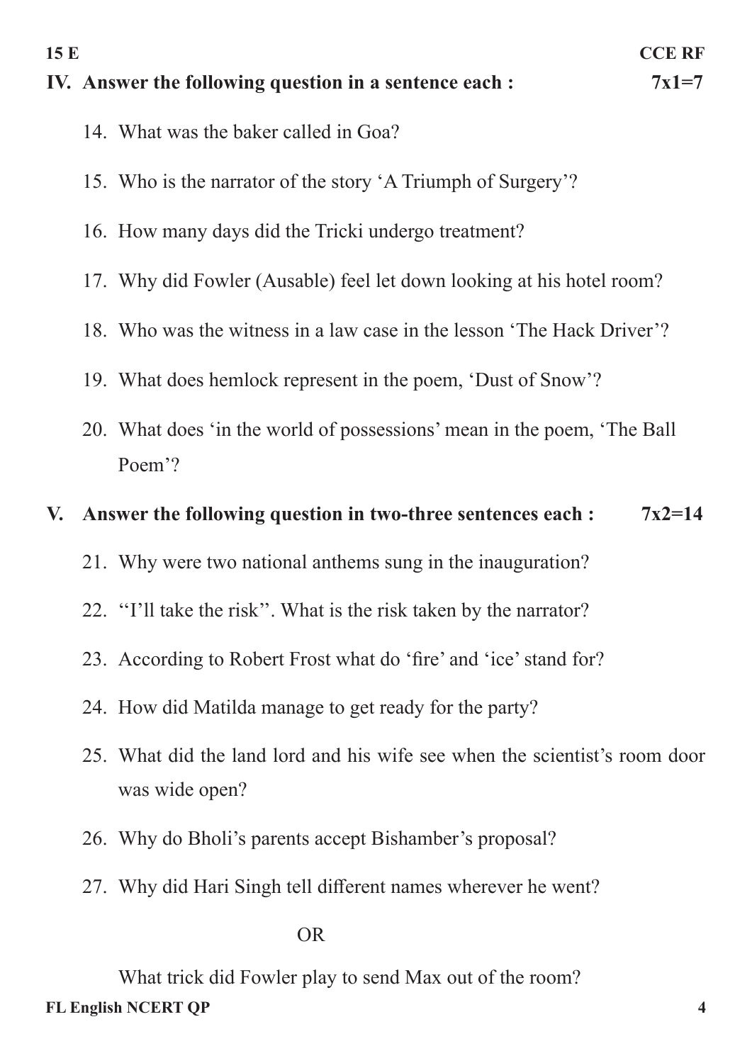## IV. Answer the following question in a sentence each : 7x1=7

14. What was the baker called in Goa?
15. Who is the narrator of the story 'A Triumph of Surgery'?
16. How many days did the Tricki undergo treatment?
17. Why did Fowler (Ausable) feel let down looking at his hotel room?
18. Who was the witness in a law case in the lesson 'The Hack Driver'?
19. What does hemlock represent in the poem, 'Dust of Snow'?
20. What does 'in the world of possessions' mean in the poem, 'The Ball Poem'?

## V. Answer the following question in two-three sentences each : 7x2=14

21. Why were two national anthems sung in the inauguration?
22. ''I'll take the risk''. What is the risk taken by the narrator?
23. According to Robert Frost what do 'fire' and 'ice' stand for?
24. How did Matilda manage to get ready for the party?
25. What did the land lord and his wife see when the scientist's room door was wide open?
26. Why do Bholi's parents accept Bishamber's proposal?
27. Why did Hari Singh tell different names wherever he went?

OR

What trick did Fowler play to send Max out of the room?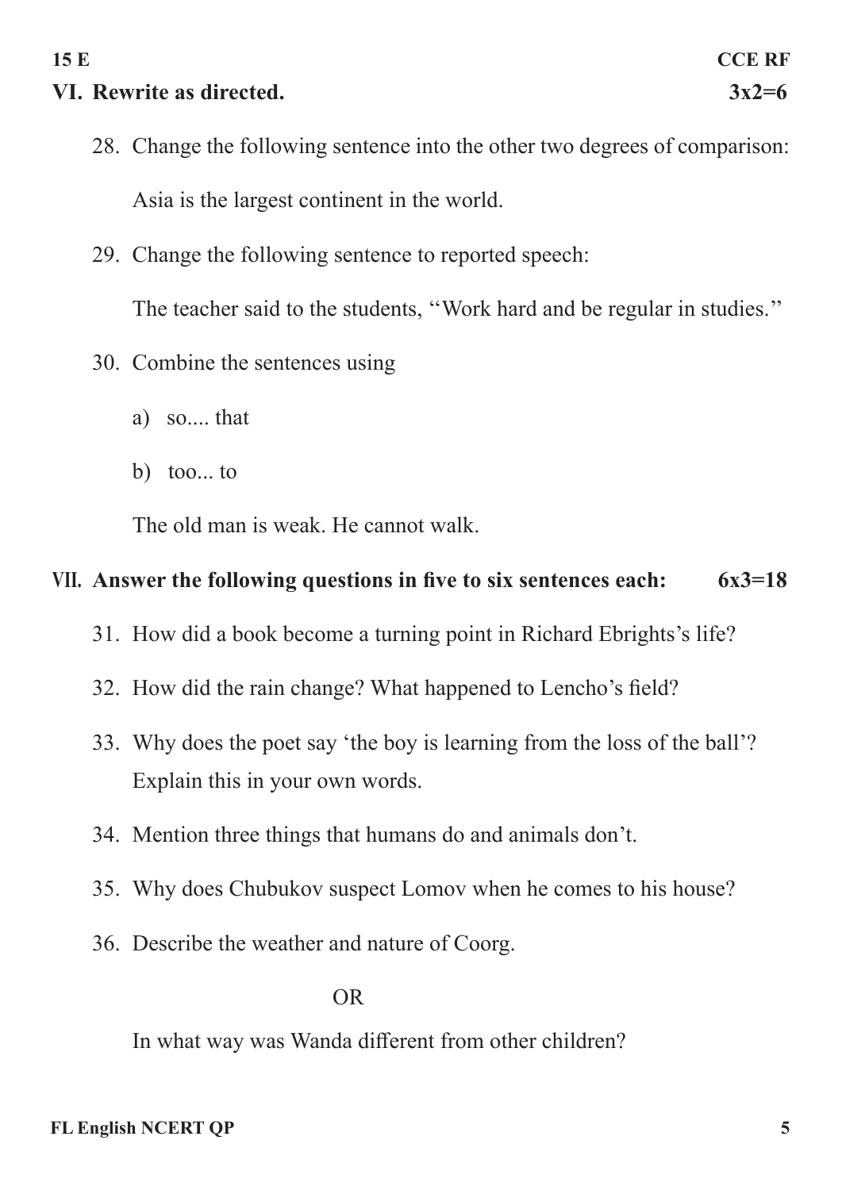## VI. Rewrite as directed. 3x2=6

28. Change the following sentence into the other two degrees of comparison:

    Asia is the largest continent in the world.

29. Change the following sentence to reported speech:

    The teacher said to the students, "Work hard and be regular in studies."

30. Combine the sentences using

    a) so.... that

    b) too... to

    The old man is weak. He cannot walk.

## VII. Answer the following questions in five to six sentences each: 6x3=18

31. How did a book become a turning point in Richard Ebrights's life?

32. How did the rain change? What happened to Lencho's field?

33. Why does the poet say 'the boy is learning from the loss of the ball'? Explain this in your own words.

34. Mention three things that humans do and animals don't.

35. Why does Chubukov suspect Lomov when he comes to his house?

36. Describe the weather and nature of Coorg.

    OR

    In what way was Wanda different from other children?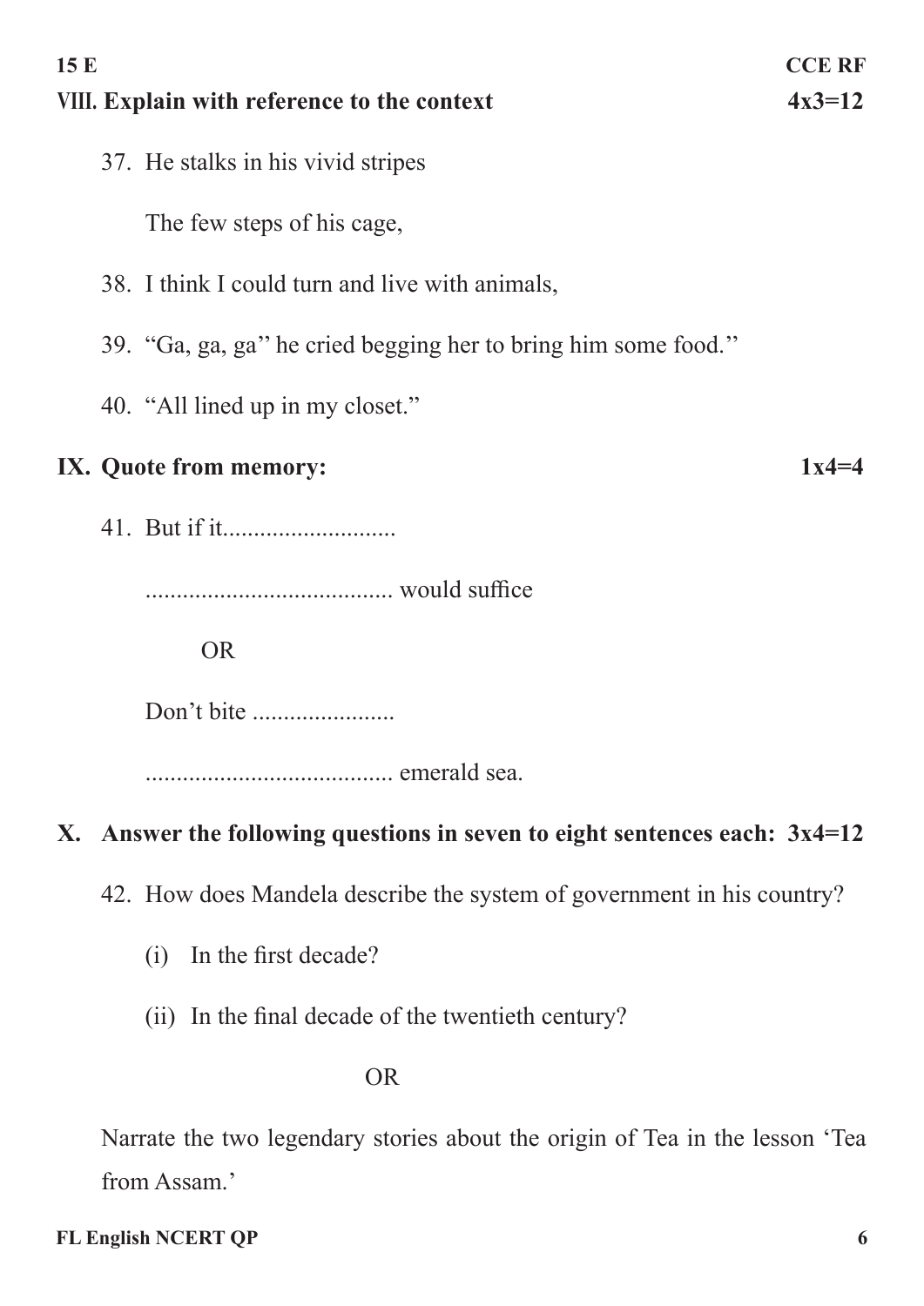**VIII. Explain with reference to the context** **4x3=12**

37. He stalks in his vivid stripes

    The few steps of his cage,

38. I think I could turn and live with animals,

39. "Ga, ga, ga'' he cried begging her to bring him some food.''

40. "All lined up in my closet."

**IX. Quote from memory:** **1x4=4**

41. But if it............................

    ........................................ would suffice

    OR

    Don't bite .......................

    ........................................ emerald sea.

**X. Answer the following questions in seven to eight sentences each:** **3x4=12**

42. How does Mandela describe the system of government in his country?

    (i) In the first decade?

    (ii) In the final decade of the twentieth century?

    OR

    Narrate the two legendary stories about the origin of Tea in the lesson 'Tea from Assam.'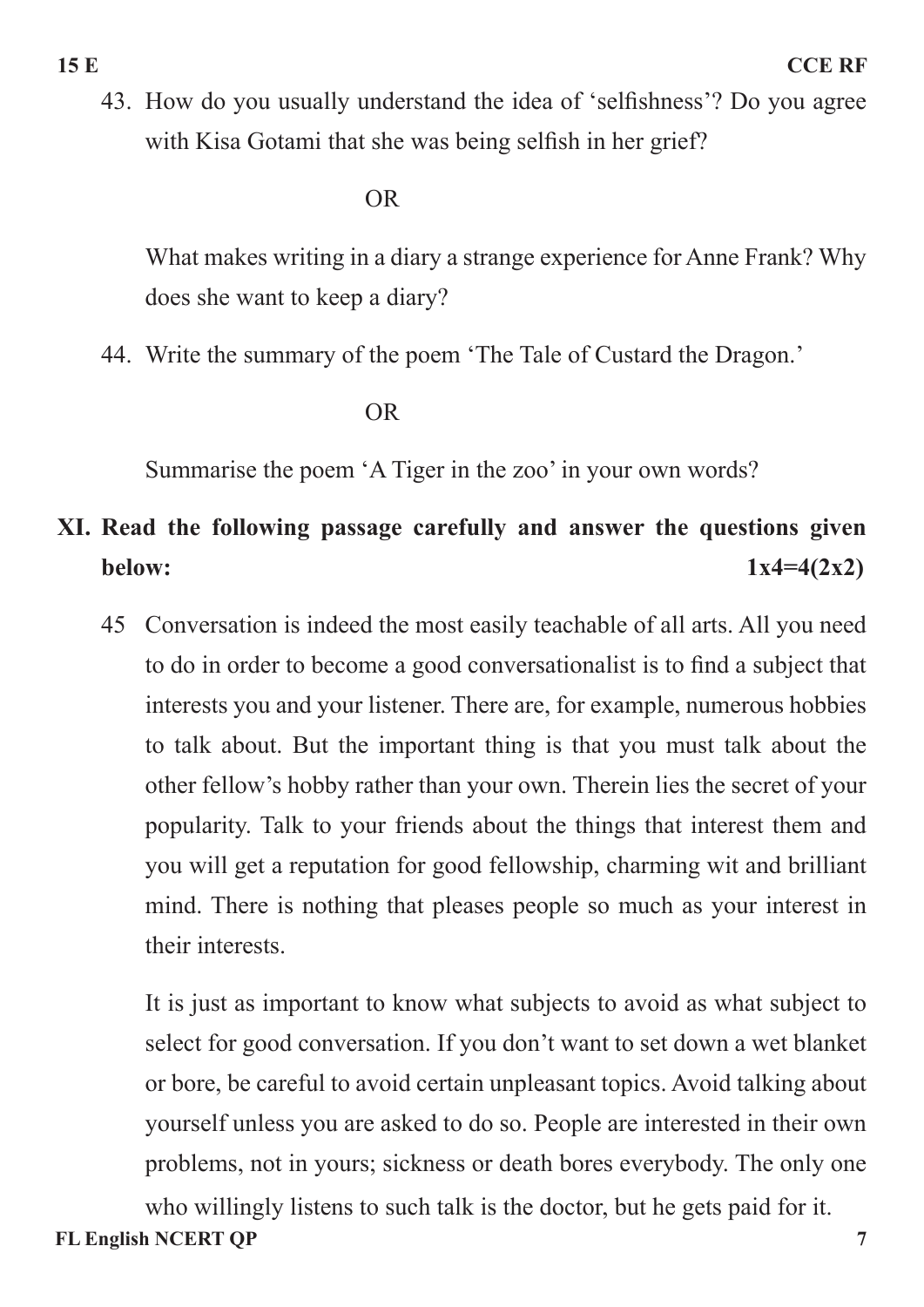43. How do you usually understand the idea of 'selfishness'? Do you agree with Kisa Gotami that she was being selfish in her grief?

OR

What makes writing in a diary a strange experience for Anne Frank? Why does she want to keep a diary?

44. Write the summary of the poem 'The Tale of Custard the Dragon.'

OR

Summarise the poem 'A Tiger in the zoo' in your own words?

**XI. Read the following passage carefully and answer the questions given below: 1x4=4(2x2)**

45 Conversation is indeed the most easily teachable of all arts. All you need to do in order to become a good conversationalist is to find a subject that interests you and your listener. There are, for example, numerous hobbies to talk about. But the important thing is that you must talk about the other fellow's hobby rather than your own. Therein lies the secret of your popularity. Talk to your friends about the things that interest them and you will get a reputation for good fellowship, charming wit and brilliant mind. There is nothing that pleases people so much as your interest in their interests.

It is just as important to know what subjects to avoid as what subject to select for good conversation. If you don't want to set down a wet blanket or bore, be careful to avoid certain unpleasant topics. Avoid talking about yourself unless you are asked to do so. People are interested in their own problems, not in yours; sickness or death bores everybody. The only one who willingly listens to such talk is the doctor, but he gets paid for it.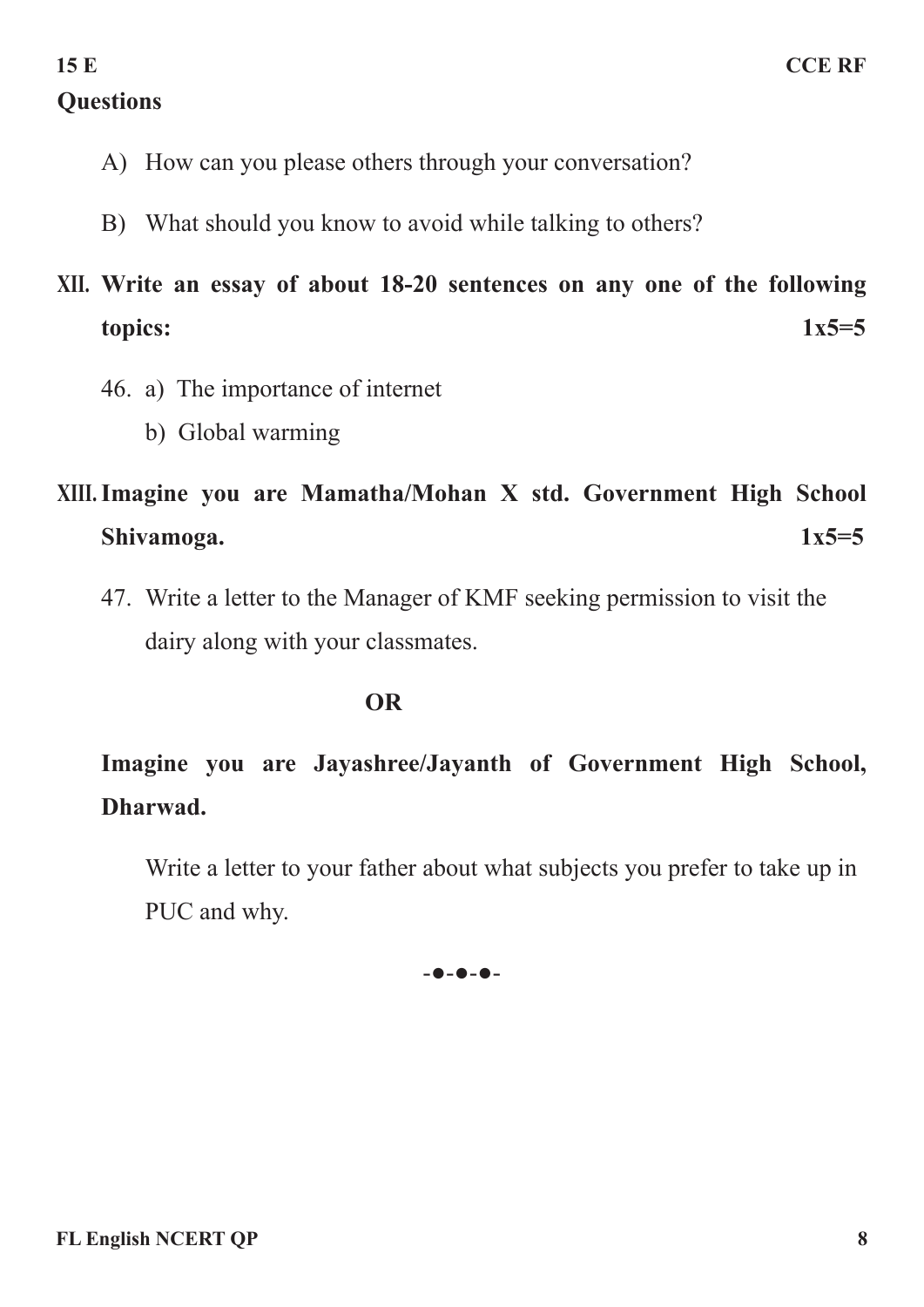**Questions**

A) How can you please others through your conversation?

B) What should you know to avoid while talking to others?

**XII. Write an essay of about 18-20 sentences on any one of the following topics: 1x5=5**

46. a) The importance of internet

    b) Global warming

**XIII. Imagine you are Mamatha/Mohan X std. Government High School Shivamoga. 1x5=5**

47. Write a letter to the Manager of KMF seeking permission to visit the dairy along with your classmates.

**OR**

**Imagine you are Jayashree/Jayanth of Government High School, Dharwad.**

Write a letter to your father about what subjects you prefer to take up in PUC and why.

-●-●-●-